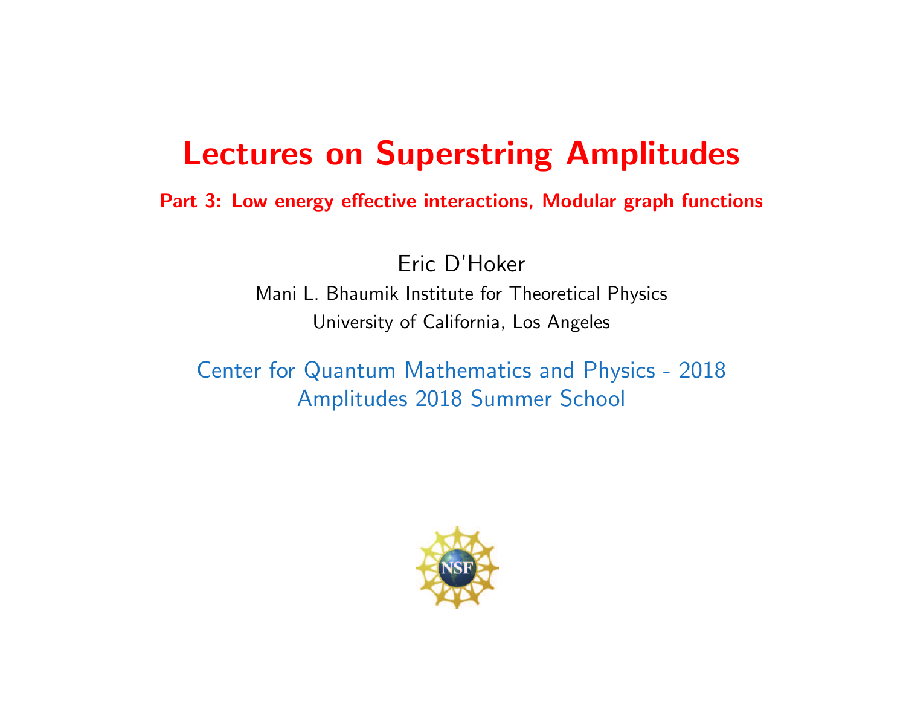# Lectures on Superstring Amplitudes

## Part 3: Low energy effective interactions, Modular graph functions

Eric D'Hoker

Mani L. Bhaumik Institute for Theoretical Physics

University of California, Los Angeles

Center for Quantum Mathematics and Physics - 2018

Amplitudes 2018 Summer School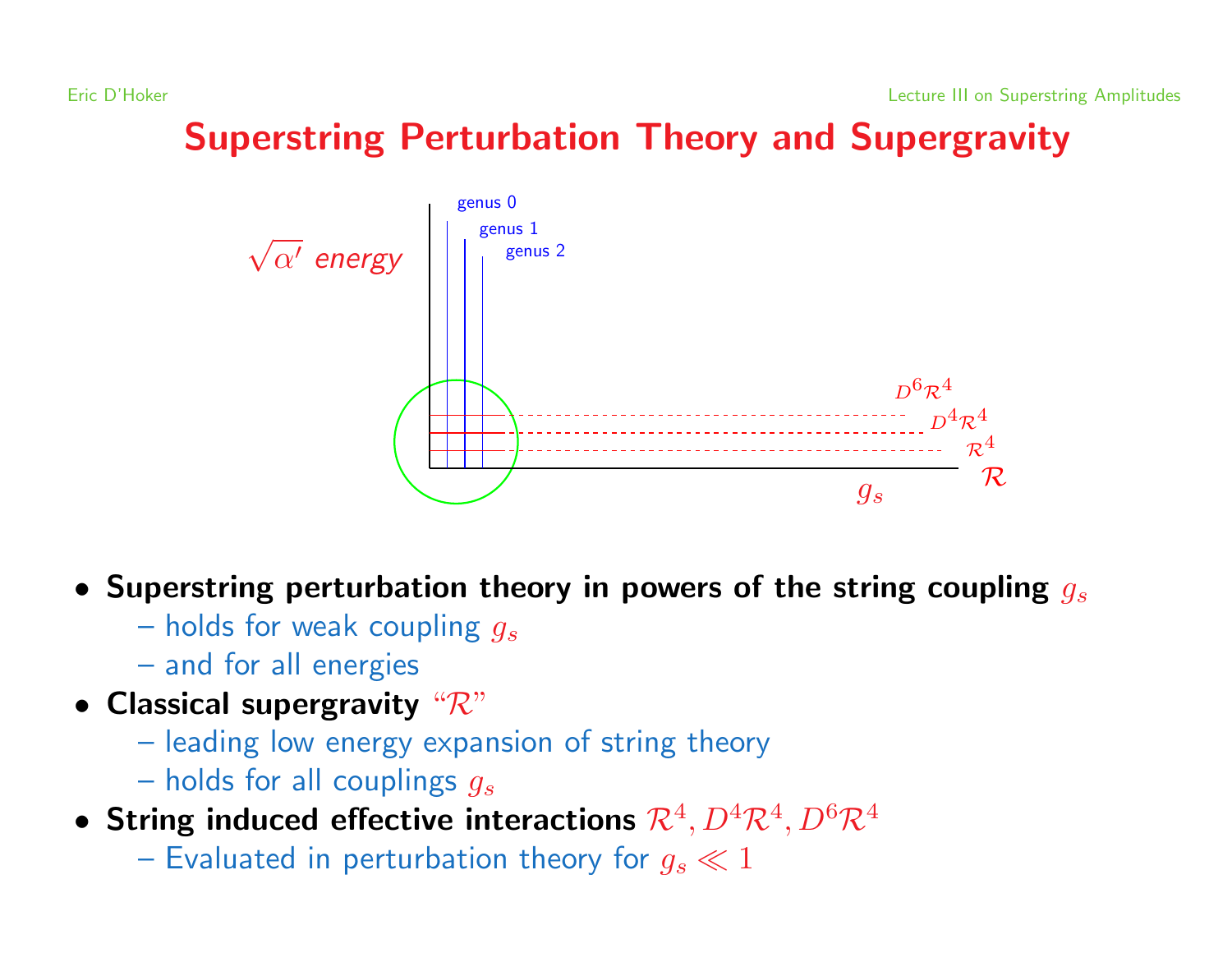# Superstring Perturbation Theory and Supergravity

- **Superstring perturbation theory in powers of the string coupling $g_s$**
  - holds for weak coupling $g_s$
  - and for all energies
- **Classical supergravity "$\mathcal{R}$"**
  - leading low energy expansion of string theory
  - holds for all couplings $g_s$
- **String induced effective interactions $\mathcal{R}^4, D^4\mathcal{R}^4, D^6\mathcal{R}^4$**
  - Evaluated in perturbation theory for $g_s \ll 1$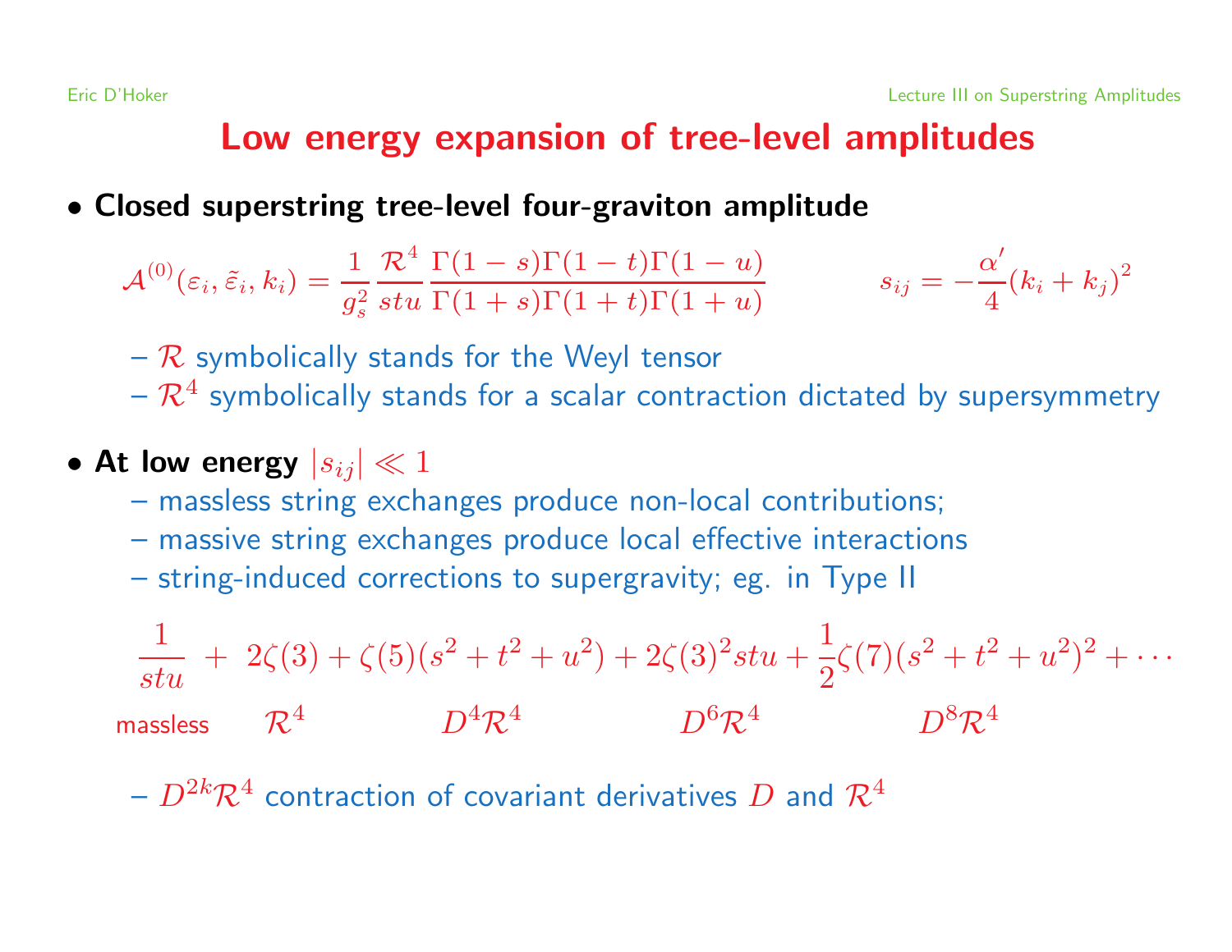# Low energy expansion of tree-level amplitudes

- **Closed superstring tree-level four-graviton amplitude**

$$\mathcal{A}^{(0)}(\varepsilon_i, \tilde{\varepsilon}_i, k_i) = \frac{1}{g_s^2} \frac{\mathcal{R}^4}{stu} \frac{\Gamma(1-s)\Gamma(1-t)\Gamma(1-u)}{\Gamma(1+s)\Gamma(1+t)\Gamma(1+u)} \qquad s_{ij} = -\frac{\alpha'}{4}(k_i + k_j)^2$$

  - $\mathcal{R}$ symbolically stands for the Weyl tensor
  - $\mathcal{R}^4$ symbolically stands for a scalar contraction dictated by supersymmetry

- **At low energy** $|s_{ij}| \ll 1$
  - massless string exchanges produce non-local contributions;
  - massive string exchanges produce local effective interactions
  - string-induced corrections to supergravity; eg. in Type II

$$\frac{1}{stu} + 2\zeta(3) + \zeta(5)(s^2 + t^2 + u^2) + 2\zeta(3)^2 stu + \frac{1}{2}\zeta(7)(s^2 + t^2 + u^2)^2 + \cdots$$

| massless | $\mathcal{R}^4$ | $D^4\mathcal{R}^4$ | $D^6\mathcal{R}^4$ | $D^8\mathcal{R}^4$ |
|---|---|---|---|---|

  - $D^{2k}\mathcal{R}^4$ contraction of covariant derivatives $D$ and $\mathcal{R}^4$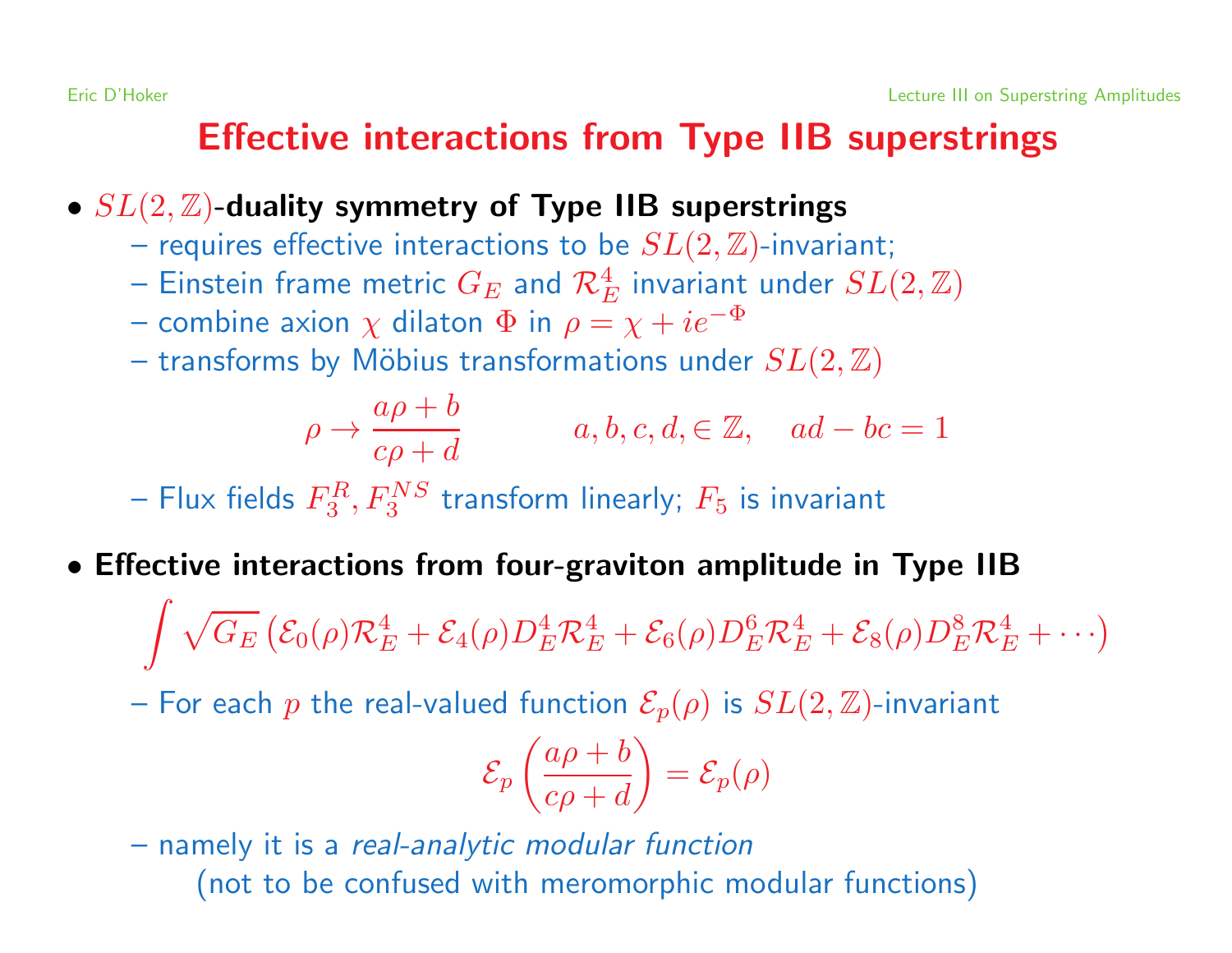# Effective interactions from Type IIB superstrings

- **$SL(2,\mathbb{Z})$-duality symmetry of Type IIB superstrings**
  - requires effective interactions to be $SL(2,\mathbb{Z})$-invariant;
  - Einstein frame metric $G_E$ and $\mathcal{R}_E^4$ invariant under $SL(2,\mathbb{Z})$
  - combine axion $\chi$ dilaton $\Phi$ in $\rho = \chi + ie^{-\Phi}$
  - transforms by Möbius transformations under $SL(2,\mathbb{Z})$

$$\rho \to \frac{a\rho + b}{c\rho + d} \qquad a,b,c,d, \in \mathbb{Z}, \quad ad - bc = 1$$

  - Flux fields $F_3^R, F_3^{NS}$ transform linearly; $F_5$ is invariant

- **Effective interactions from four-graviton amplitude in Type IIB**

$$\int \sqrt{G_E} \left( \mathcal{E}_0(\rho)\mathcal{R}_E^4 + \mathcal{E}_4(\rho) D_E^4 \mathcal{R}_E^4 + \mathcal{E}_6(\rho) D_E^6 \mathcal{R}_E^4 + \mathcal{E}_8(\rho) D_E^8 \mathcal{R}_E^4 + \cdots \right)$$

  - For each $p$ the real-valued function $\mathcal{E}_p(\rho)$ is $SL(2,\mathbb{Z})$-invariant

$$\mathcal{E}_p \left( \frac{a\rho + b}{c\rho + d} \right) = \mathcal{E}_p(\rho)$$

  - namely it is a *real-analytic modular function* (not to be confused with meromorphic modular functions)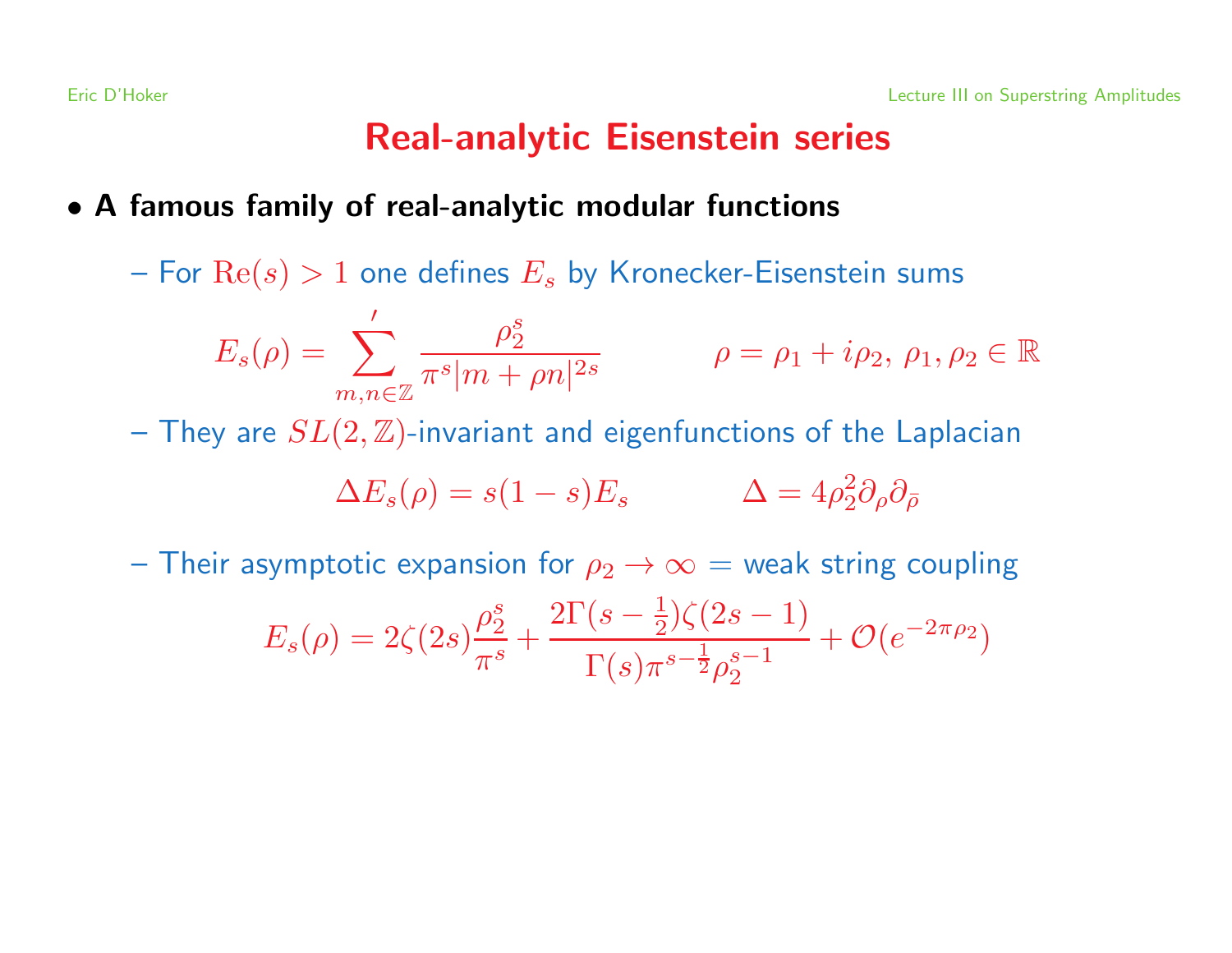# Real-analytic Eisenstein series

- **A famous family of real-analytic modular functions**
  - For $\text{Re}(s) > 1$ one defines $E_s$ by Kronecker-Eisenstein sums

$$E_s(\rho) = \sum_{m,n \in \mathbb{Z}}{}' \frac{\rho_2^s}{\pi^s |m + \rho n|^{2s}} \qquad \rho = \rho_1 + i\rho_2, \ \rho_1, \rho_2 \in \mathbb{R}$$

  - They are $SL(2,\mathbb{Z})$-invariant and eigenfunctions of the Laplacian

$$\Delta E_s(\rho) = s(1-s) E_s \qquad \Delta = 4\rho_2^2 \partial_\rho \partial_{\bar\rho}$$

  - Their asymptotic expansion for $\rho_2 \to \infty$ = weak string coupling

$$E_s(\rho) = 2\zeta(2s)\frac{\rho_2^s}{\pi^s} + \frac{2\Gamma(s-\frac{1}{2})\zeta(2s-1)}{\Gamma(s)\pi^{s-\frac{1}{2}}\rho_2^{s-1}} + \mathcal{O}(e^{-2\pi\rho_2})$$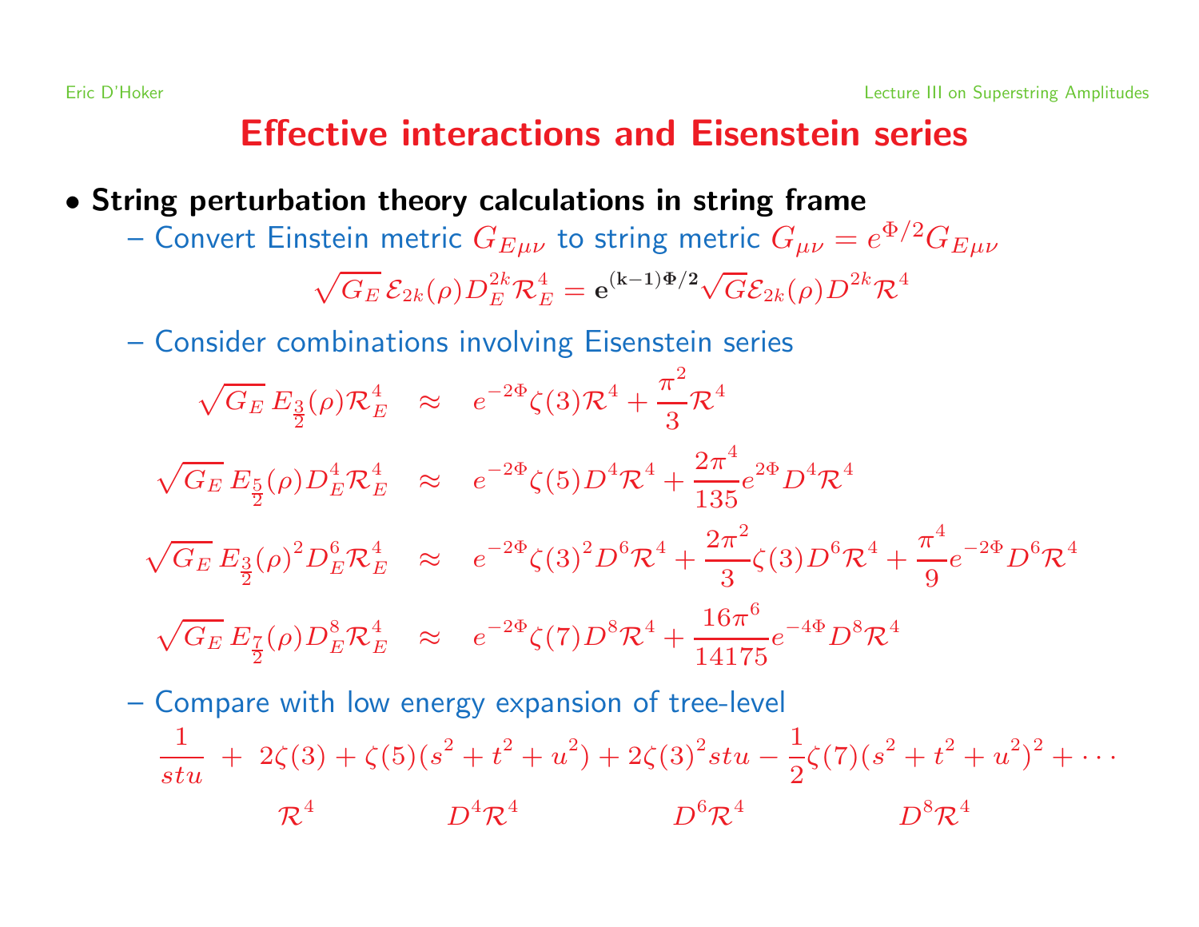# Effective interactions and Eisenstein series

- **String perturbation theory calculations in string frame**
  - Convert Einstein metric $G_{E\mu\nu}$ to string metric $G_{\mu\nu} = e^{\Phi/2} G_{E\mu\nu}$

$$\sqrt{G_E}\,\mathcal{E}_{2k}(\rho) D_E^{2k} \mathcal{R}_E^4 = \mathbf{e}^{(\mathbf{k-1})\boldsymbol{\Phi}/\mathbf{2}} \sqrt{G} \mathcal{E}_{2k}(\rho) D^{2k} \mathcal{R}^4$$

  - Consider combinations involving Eisenstein series

$$\sqrt{G_E}\, E_{\frac{3}{2}}(\rho) \mathcal{R}_E^4 \approx e^{-2\Phi} \zeta(3) \mathcal{R}^4 + \frac{\pi^2}{3} \mathcal{R}^4$$

$$\sqrt{G_E}\, E_{\frac{5}{2}}(\rho) D_E^4 \mathcal{R}_E^4 \approx e^{-2\Phi} \zeta(5) D^4 \mathcal{R}^4 + \frac{2\pi^4}{135} e^{2\Phi} D^4 \mathcal{R}^4$$

$$\sqrt{G_E}\, E_{\frac{3}{2}}(\rho)^2 D_E^6 \mathcal{R}_E^4 \approx e^{-2\Phi} \zeta(3)^2 D^6 \mathcal{R}^4 + \frac{2\pi^2}{3} \zeta(3) D^6 \mathcal{R}^4 + \frac{\pi^4}{9} e^{-2\Phi} D^6 \mathcal{R}^4$$

$$\sqrt{G_E}\, E_{\frac{7}{2}}(\rho) D_E^8 \mathcal{R}_E^4 \approx e^{-2\Phi} \zeta(7) D^8 \mathcal{R}^4 + \frac{16\pi^6}{14175} e^{-4\Phi} D^8 \mathcal{R}^4$$

  - Compare with low energy expansion of tree-level

$$\frac{1}{stu} + 2\zeta(3) + \zeta(5)(s^2+t^2+u^2) + 2\zeta(3)^2 stu - \frac{1}{2}\zeta(7)(s^2+t^2+u^2)^2 + \cdots$$

$$\mathcal{R}^4 \qquad D^4\mathcal{R}^4 \qquad D^6\mathcal{R}^4 \qquad D^8\mathcal{R}^4$$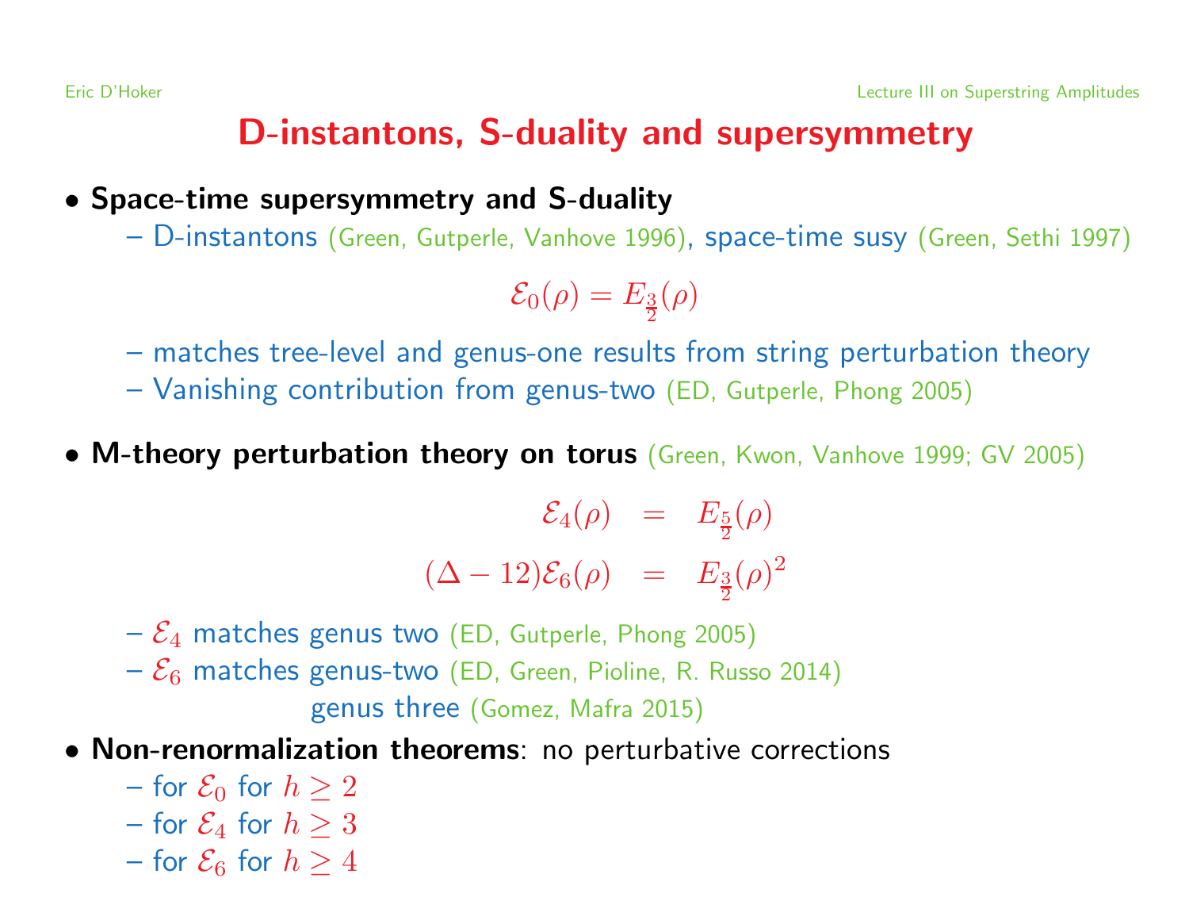# D-instantons, S-duality and supersymmetry

- **Space-time supersymmetry and S-duality**
  - D-instantons (Green, Gutperle, Vanhove 1996), space-time susy (Green, Sethi 1997)

$$\mathcal{E}_0(\rho) = E_{\frac{3}{2}}(\rho)$$

  - matches tree-level and genus-one results from string perturbation theory
  - Vanishing contribution from genus-two (ED, Gutperle, Phong 2005)

- **M-theory perturbation theory on torus** (Green, Kwon, Vanhove 1999; GV 2005)

$$\begin{aligned} \mathcal{E}_4(\rho) &= E_{\frac{5}{2}}(\rho) \\ (\Delta - 12)\mathcal{E}_6(\rho) &= E_{\frac{3}{2}}(\rho)^2 \end{aligned}$$

  - $\mathcal{E}_4$ matches genus two (ED, Gutperle, Phong 2005)
  - $\mathcal{E}_6$ matches genus-two (ED, Green, Pioline, R. Russo 2014)
    genus three (Gomez, Mafra 2015)

- **Non-renormalization theorems**: no perturbative corrections
  - for $\mathcal{E}_0$ for $h \geq 2$
  - for $\mathcal{E}_4$ for $h \geq 3$
  - for $\mathcal{E}_6$ for $h \geq 4$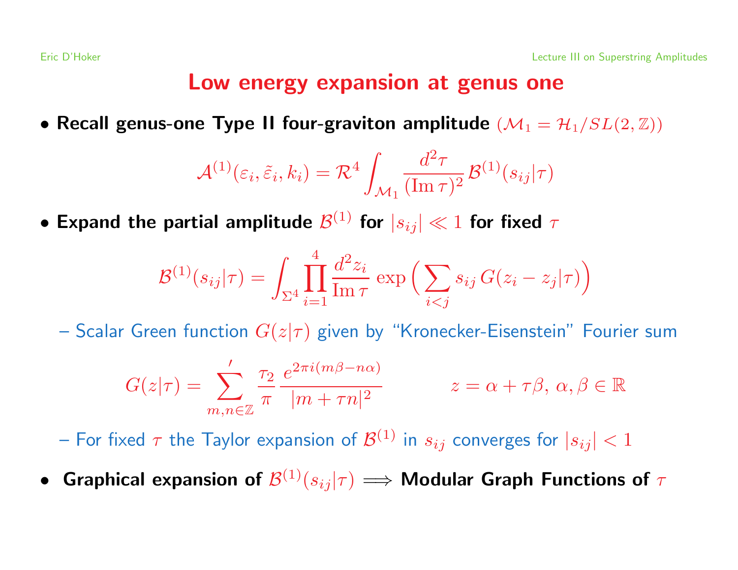# Low energy expansion at genus one

- **Recall genus-one Type II four-graviton amplitude** $(\mathcal{M}_1 = \mathcal{H}_1/SL(2,\mathbb{Z}))$

$$\mathcal{A}^{(1)}(\varepsilon_i, \tilde{\varepsilon}_i, k_i) = \mathcal{R}^4 \int_{\mathcal{M}_1} \frac{d^2\tau}{(\mathrm{Im}\,\tau)^2} \, \mathcal{B}^{(1)}(s_{ij}|\tau)$$

- **Expand the partial amplitude $\mathcal{B}^{(1)}$ for $|s_{ij}| \ll 1$ for fixed $\tau$**

$$\mathcal{B}^{(1)}(s_{ij}|\tau) = \int_{\Sigma^4} \prod_{i=1}^{4} \frac{d^2 z_i}{\mathrm{Im}\,\tau} \exp\Big( \sum_{i<j} s_{ij} \, G(z_i - z_j|\tau) \Big)$$

  – Scalar Green function $G(z|\tau)$ given by "Kronecker-Eisenstein" Fourier sum

$$G(z|\tau) = \sum_{m,n\in\mathbb{Z}}{}^{'} \frac{\tau_2}{\pi} \frac{e^{2\pi i(m\beta - n\alpha)}}{|m+\tau n|^2} \qquad\qquad z = \alpha + \tau\beta, \; \alpha, \beta \in \mathbb{R}$$

  – For fixed $\tau$ the Taylor expansion of $\mathcal{B}^{(1)}$ in $s_{ij}$ converges for $|s_{ij}| < 1$

- **Graphical expansion of $\mathcal{B}^{(1)}(s_{ij}|\tau) \Longrightarrow$ Modular Graph Functions of $\tau$**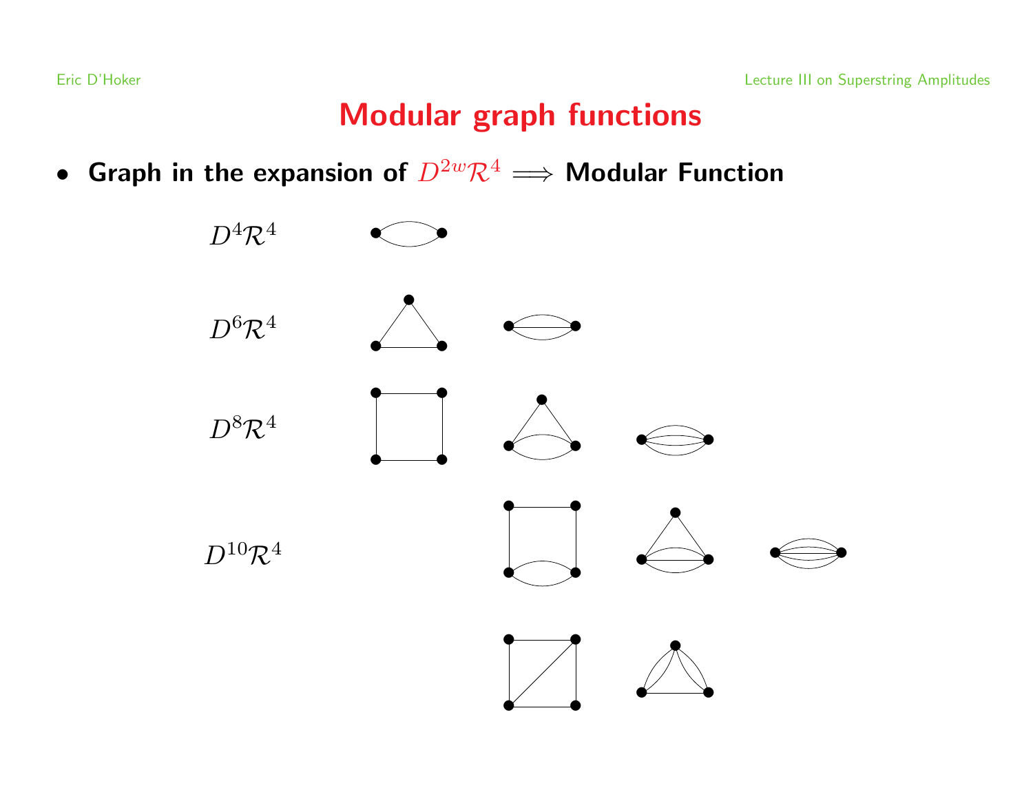# Modular graph functions

- **Graph in the expansion of $D^{2w}\mathcal{R}^4 \Longrightarrow$ Modular Function**

$D^4\mathcal{R}^4$

$D^6\mathcal{R}^4$

$D^8\mathcal{R}^4$

$D^{10}\mathcal{R}^4$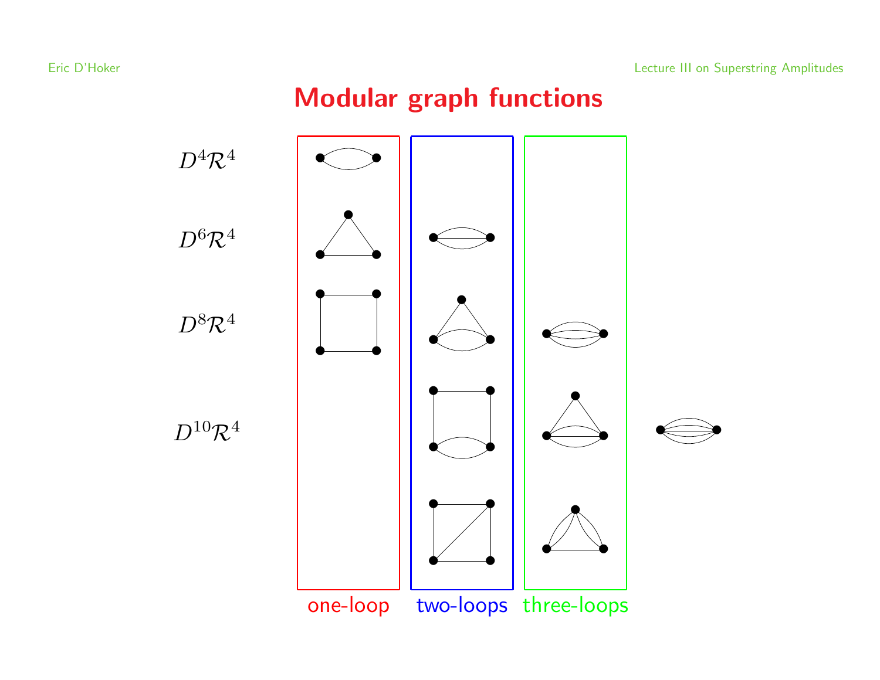# Modular graph functions

$D^4\mathcal{R}^4$

$D^6\mathcal{R}^4$

$D^8\mathcal{R}^4$

$D^{10}\mathcal{R}^4$

one-loop

two-loops

three-loops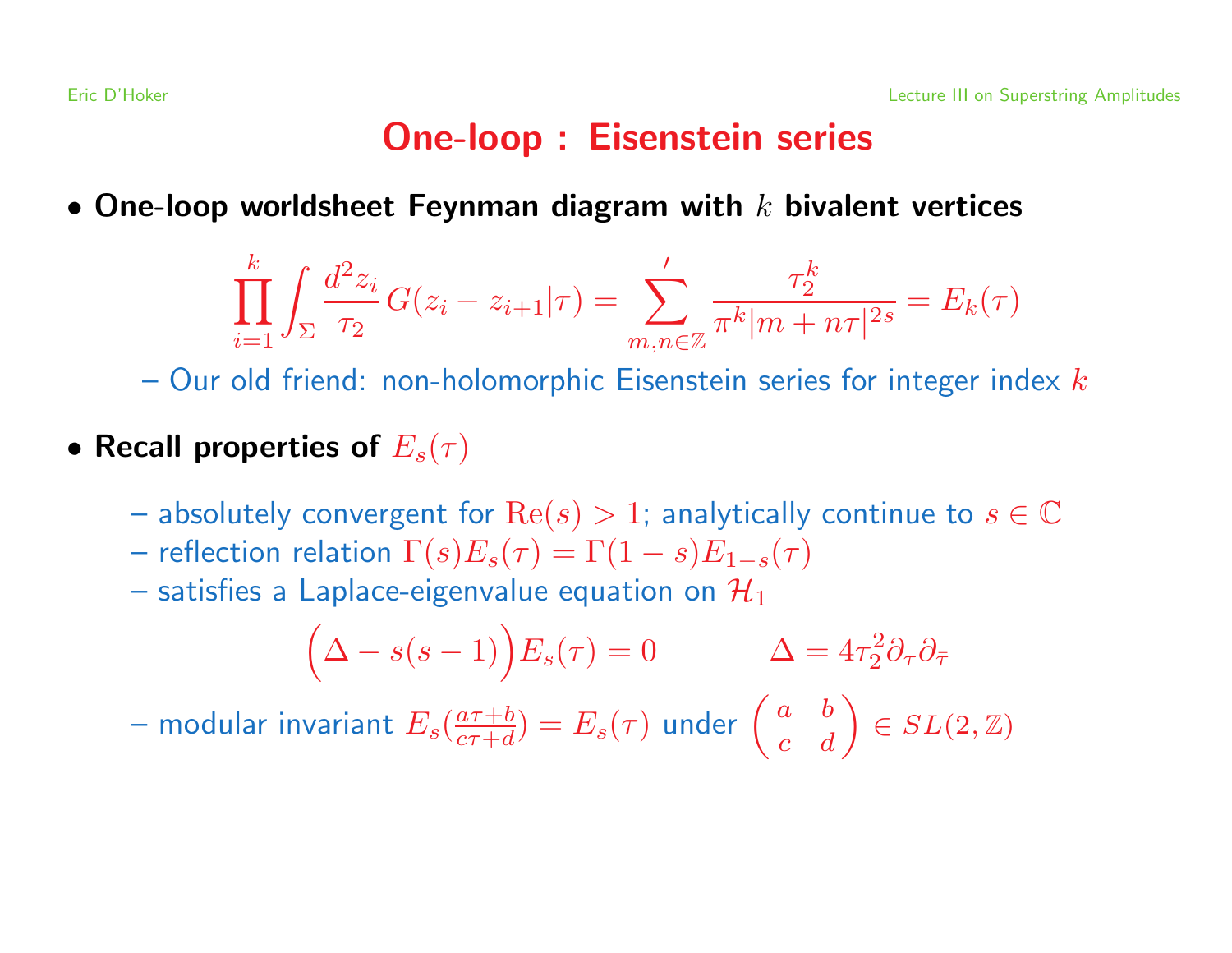# One-loop : Eisenstein series

- **One-loop worldsheet Feynman diagram with $k$ bivalent vertices**

$$\prod_{i=1}^{k} \int_\Sigma \frac{d^2 z_i}{\tau_2} \, G(z_i - z_{i+1}|\tau) = \sum_{m,n\in\mathbb{Z}}{}' \frac{\tau_2^k}{\pi^k |m+n\tau|^{2s}} = E_k(\tau)$$

  – Our old friend: non-holomorphic Eisenstein series for integer index $k$

- **Recall properties of $E_s(\tau)$**

  – absolutely convergent for $\mathrm{Re}(s) > 1$; analytically continue to $s \in \mathbb{C}$
  – reflection relation $\Gamma(s) E_s(\tau) = \Gamma(1-s) E_{1-s}(\tau)$
  – satisfies a Laplace-eigenvalue equation on $\mathcal{H}_1$

$$\Big(\Delta - s(s-1)\Big) E_s(\tau) = 0 \qquad\qquad \Delta = 4\tau_2^2 \partial_\tau \partial_{\bar\tau}$$

  – modular invariant $E_s(\frac{a\tau+b}{c\tau+d}) = E_s(\tau)$ under $\begin{pmatrix} a & b \\ c & d \end{pmatrix} \in SL(2,\mathbb{Z})$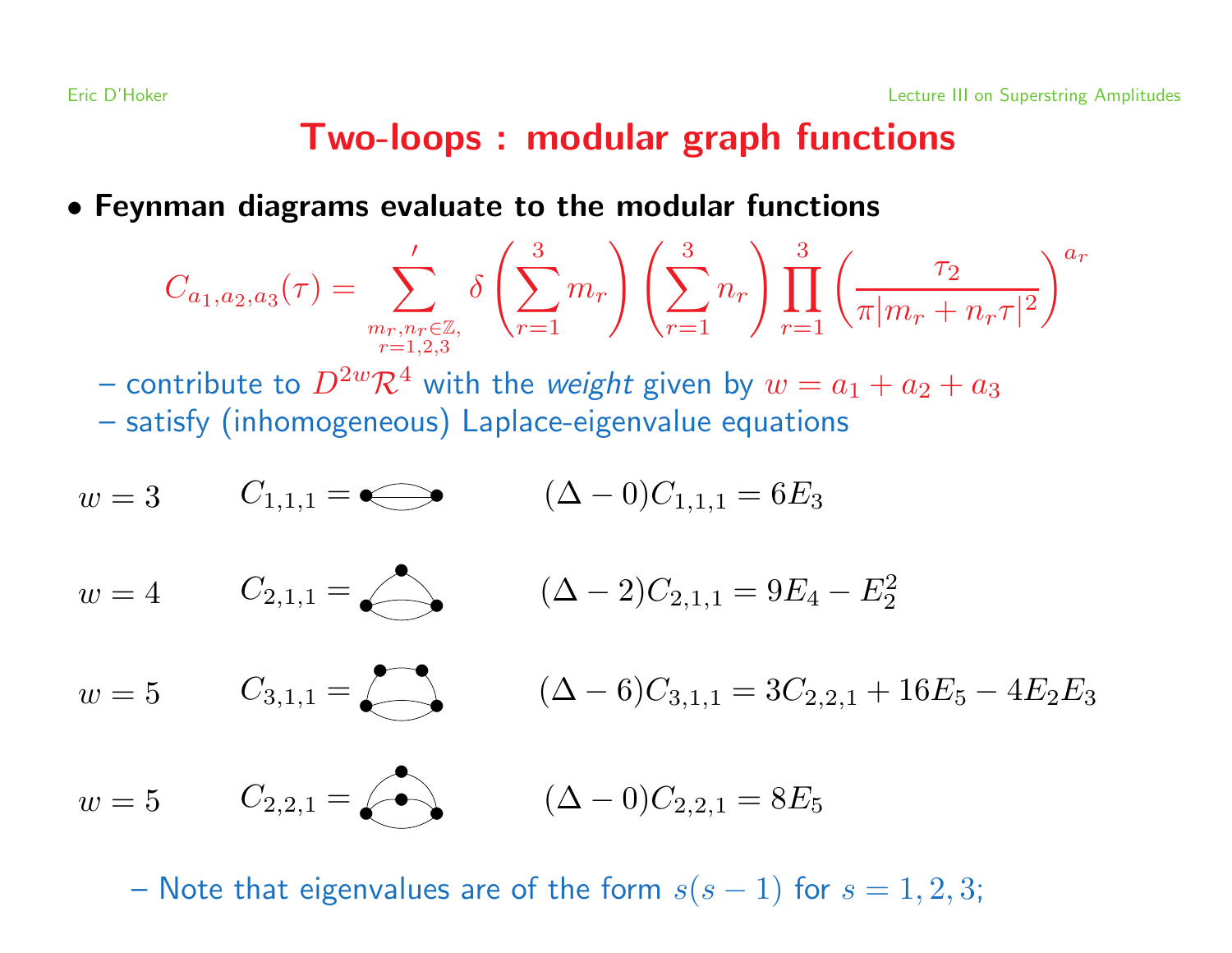# Two-loops : modular graph functions

- **Feynman diagrams evaluate to the modular functions**

$$C_{a_1,a_2,a_3}(\tau) = \sum_{\substack{m_r,n_r\in\mathbb{Z},\\ r=1,2,3}}' \delta\left(\sum_{r=1}^{3} m_r\right)\left(\sum_{r=1}^{3} n_r\right)\prod_{r=1}^{3}\left(\frac{\tau_2}{\pi|m_r+n_r\tau|^2}\right)^{a_r}$$

  – contribute to $D^{2w}\mathcal{R}^4$ with the *weight* given by $w = a_1 + a_2 + a_3$
  – satisfy (inhomogeneous) Laplace-eigenvalue equations

$w=3$ $\qquad C_{1,1,1} =$ $\qquad (\Delta - 0)C_{1,1,1} = 6E_3$

$w=4$ $\qquad C_{2,1,1} =$ $\qquad (\Delta - 2)C_{2,1,1} = 9E_4 - E_2^2$

$w=5$ $\qquad C_{3,1,1} =$ $\qquad (\Delta - 6)C_{3,1,1} = 3C_{2,2,1} + 16E_5 - 4E_2E_3$

$w=5$ $\qquad C_{2,2,1} =$ $\qquad (\Delta - 0)C_{2,2,1} = 8E_5$

  – Note that eigenvalues are of the form $s(s-1)$ for $s = 1, 2, 3$;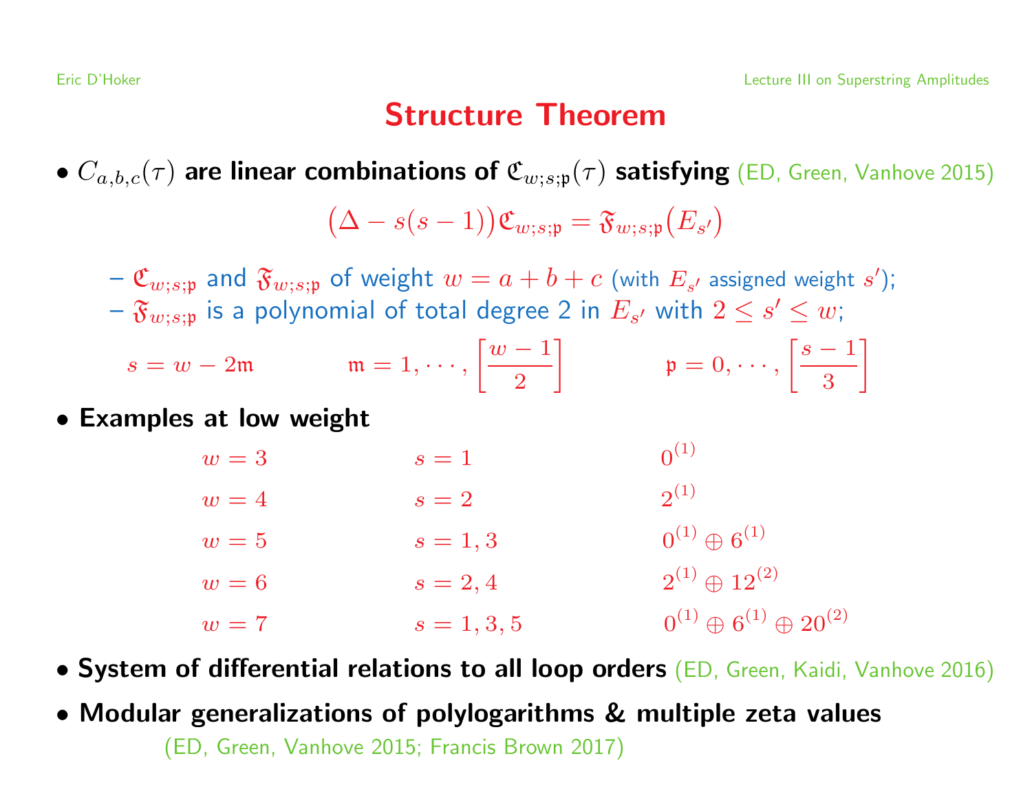# Structure Theorem

- $C_{a,b,c}(\tau)$ **are linear combinations of** $\mathfrak{C}_{w;s;\mathfrak{p}}(\tau)$ **satisfying** (ED, Green, Vanhove 2015)

$$\big(\Delta - s(s-1)\big)\mathfrak{C}_{w;s;\mathfrak{p}} = \mathfrak{F}_{w;s;\mathfrak{p}}\big(E_{s'}\big)$$

  - $\mathfrak{C}_{w;s;\mathfrak{p}}$ and $\mathfrak{F}_{w;s;\mathfrak{p}}$ of weight $w = a+b+c$ (with $E_{s'}$ assigned weight $s'$);
  - $\mathfrak{F}_{w;s;\mathfrak{p}}$ is a polynomial of total degree 2 in $E_{s'}$ with $2 \leq s' \leq w$;

$$s = w - 2\mathfrak{m} \qquad \mathfrak{m} = 1, \cdots, \left[\frac{w-1}{2}\right] \qquad \mathfrak{p} = 0, \cdots, \left[\frac{s-1}{3}\right]$$

- **Examples at low weight**

| | | |
|---|---|---|
| $w=3$ | $s=1$ | $0^{(1)}$ |
| $w=4$ | $s=2$ | $2^{(1)}$ |
| $w=5$ | $s=1,3$ | $0^{(1)} \oplus 6^{(1)}$ |
| $w=6$ | $s=2,4$ | $2^{(1)} \oplus 12^{(2)}$ |
| $w=7$ | $s=1,3,5$ | $0^{(1)} \oplus 6^{(1)} \oplus 20^{(2)}$ |

- **System of differential relations to all loop orders** (ED, Green, Kaidi, Vanhove 2016)
- **Modular generalizations of polylogarithms & multiple zeta values**
  (ED, Green, Vanhove 2015; Francis Brown 2017)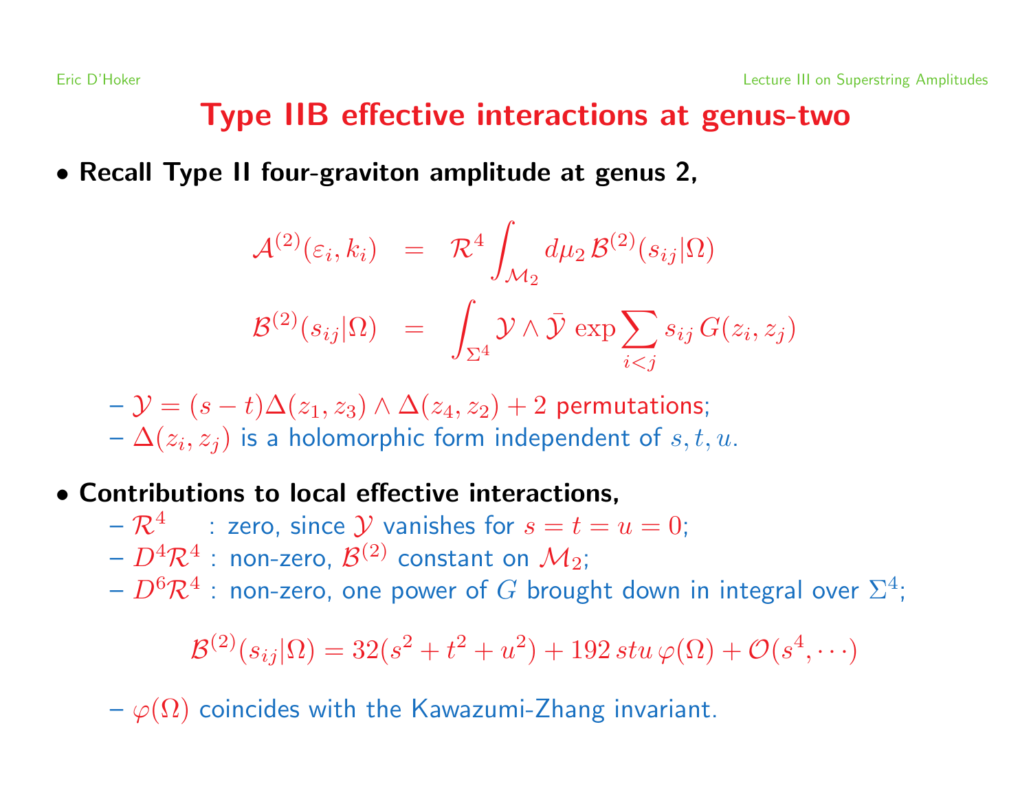# Type IIB effective interactions at genus-two

- **Recall Type II four-graviton amplitude at genus 2,**

$$
\begin{aligned}
\mathcal{A}^{(2)}(\varepsilon_i, k_i) &= \mathcal{R}^4 \int_{\mathcal{M}_2} d\mu_2 \, \mathcal{B}^{(2)}(s_{ij}|\Omega) \\
\mathcal{B}^{(2)}(s_{ij}|\Omega) &= \int_{\Sigma^4} \mathcal{Y} \wedge \bar{\mathcal{Y}} \exp \sum_{i<j} s_{ij} \, G(z_i, z_j)
\end{aligned}
$$

  - $\mathcal{Y} = (s-t)\Delta(z_1, z_3) \wedge \Delta(z_4, z_2) + 2$ permutations;
  - $\Delta(z_i, z_j)$ is a holomorphic form independent of $s, t, u$.

- **Contributions to local effective interactions,**
  - $\mathcal{R}^4$ : zero, since $\mathcal{Y}$ vanishes for $s = t = u = 0$;
  - $D^4\mathcal{R}^4$ : non-zero, $\mathcal{B}^{(2)}$ constant on $\mathcal{M}_2$;
  - $D^6\mathcal{R}^4$ : non-zero, one power of $G$ brought down in integral over $\Sigma^4$;

$$
\mathcal{B}^{(2)}(s_{ij}|\Omega) = 32(s^2 + t^2 + u^2) + 192 \, stu \, \varphi(\Omega) + \mathcal{O}(s^4, \cdots)
$$

  - $\varphi(\Omega)$ coincides with the Kawazumi-Zhang invariant.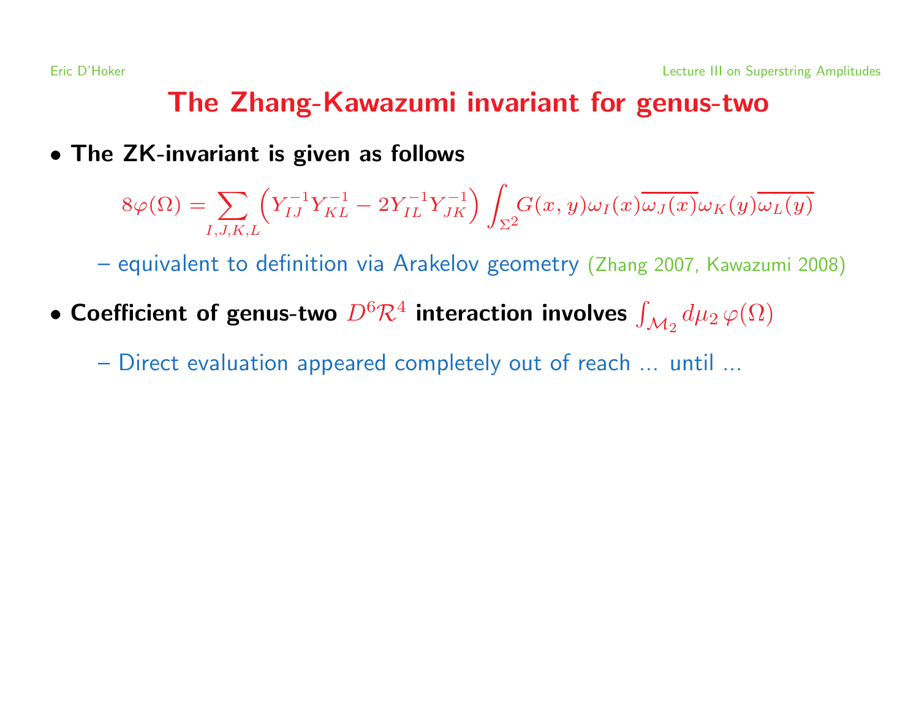# The Zhang-Kawazumi invariant for genus-two

- **The ZK-invariant is given as follows**

$$8\varphi(\Omega) = \sum_{I,J,K,L} \Big( Y^{-1}_{IJ} Y^{-1}_{KL} - 2 Y^{-1}_{IL} Y^{-1}_{JK} \Big) \int_{\Sigma^2} G(x,y) \omega_I(x) \overline{\omega_J(x)} \omega_K(y) \overline{\omega_L(y)}$$

  - equivalent to definition via Arakelov geometry (Zhang 2007, Kawazumi 2008)

- **Coefficient of genus-two $D^6 \mathcal{R}^4$ interaction involves $\int_{\mathcal{M}_2} d\mu_2 \, \varphi(\Omega)$**
  - Direct evaluation appeared completely out of reach ... until ...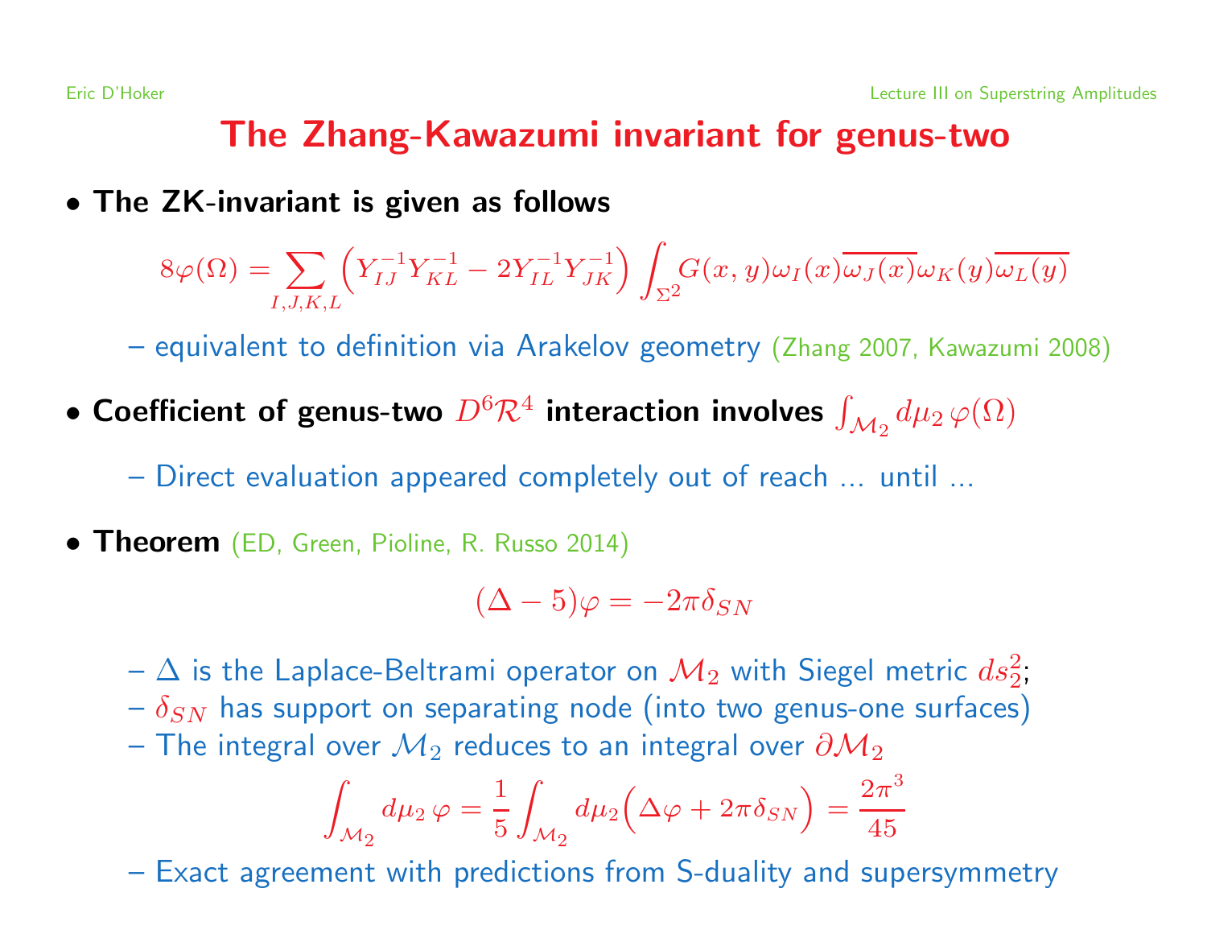# The Zhang-Kawazumi invariant for genus-two

- **The ZK-invariant is given as follows**

$$8\varphi(\Omega) = \sum_{I,J,K,L} \Big( Y^{-1}_{IJ} Y^{-1}_{KL} - 2 Y^{-1}_{IL} Y^{-1}_{JK} \Big) \int_{\Sigma^2} G(x,y) \omega_I(x) \overline{\omega_J(x)} \omega_K(y) \overline{\omega_L(y)}$$

  - equivalent to definition via Arakelov geometry (Zhang 2007, Kawazumi 2008)

- **Coefficient of genus-two $D^6 \mathcal{R}^4$ interaction involves $\int_{\mathcal{M}_2} d\mu_2 \, \varphi(\Omega)$**
  - Direct evaluation appeared completely out of reach ... until ...

- **Theorem** (ED, Green, Pioline, R. Russo 2014)

$$(\Delta - 5)\varphi = -2\pi \delta_{SN}$$

  - $\Delta$ is the Laplace-Beltrami operator on $\mathcal{M}_2$ with Siegel metric $ds^2_2$;
  - $\delta_{SN}$ has support on separating node (into two genus-one surfaces)
  - The integral over $\mathcal{M}_2$ reduces to an integral over $\partial \mathcal{M}_2$

$$\int_{\mathcal{M}_2} d\mu_2 \, \varphi = \frac{1}{5} \int_{\mathcal{M}_2} d\mu_2 \Big( \Delta \varphi + 2\pi \delta_{SN} \Big) = \frac{2\pi^3}{45}$$

  - Exact agreement with predictions from S-duality and supersymmetry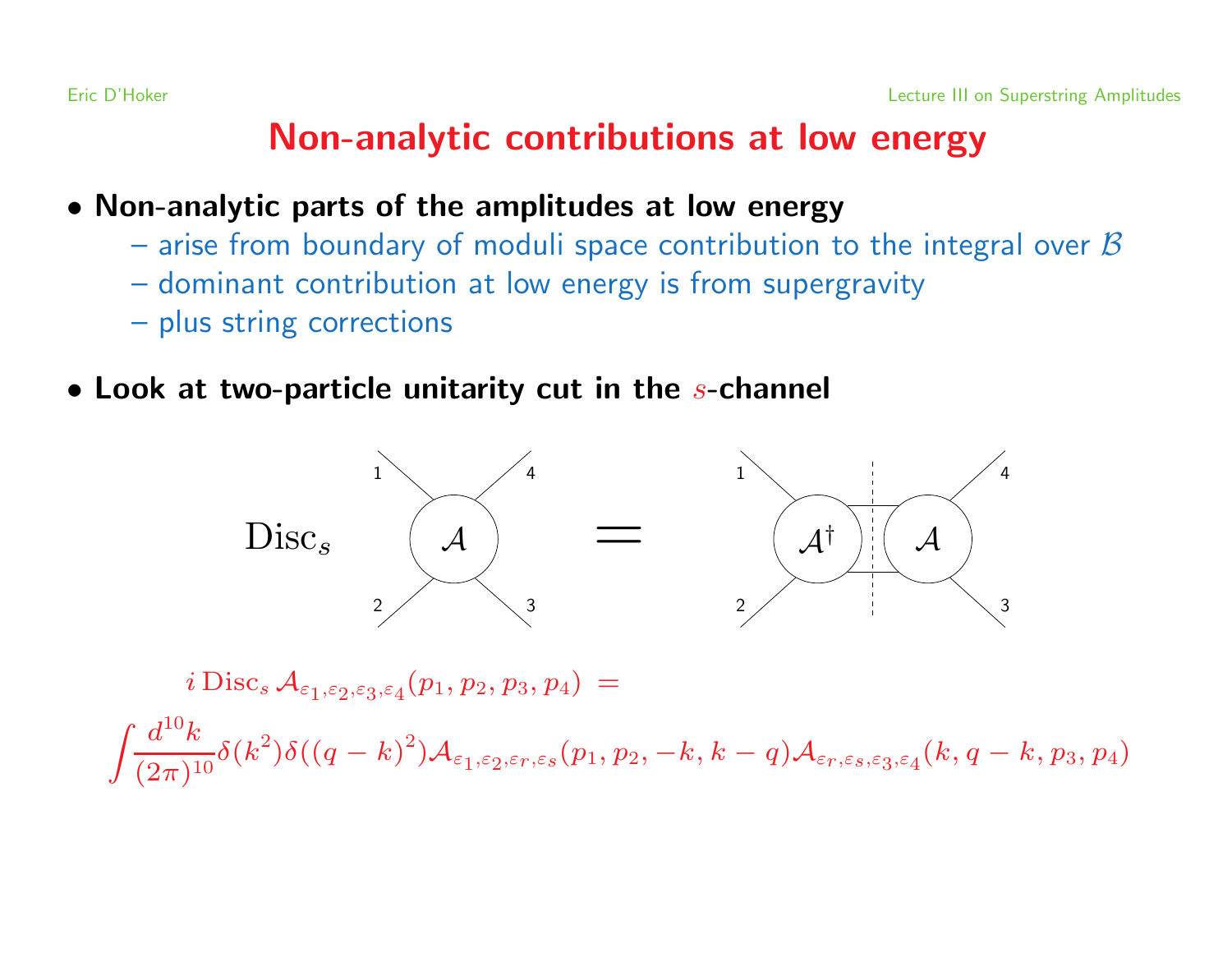# Non-analytic contributions at low energy

- **Non-analytic parts of the amplitudes at low energy**
  - arise from boundary of moduli space contribution to the integral over $\mathcal{B}$
  - dominant contribution at low energy is from supergravity
  - plus string corrections

- **Look at two-particle unitarity cut in the $s$-channel**

$$\mathrm{Disc}_s \; \mathcal{A} \; = \; \mathcal{A}^\dagger \, \mathcal{A}$$

$$i\,\mathrm{Disc}_s\,\mathcal{A}_{\varepsilon_1,\varepsilon_2,\varepsilon_3,\varepsilon_4}(p_1,p_2,p_3,p_4) \; =$$

$$\int \frac{d^{10}k}{(2\pi)^{10}} \delta(k^2)\delta((q-k)^2)\mathcal{A}_{\varepsilon_1,\varepsilon_2,\varepsilon_r,\varepsilon_s}(p_1,p_2,-k,k-q)\mathcal{A}_{\varepsilon_r,\varepsilon_s,\varepsilon_3,\varepsilon_4}(k,q-k,p_3,p_4)$$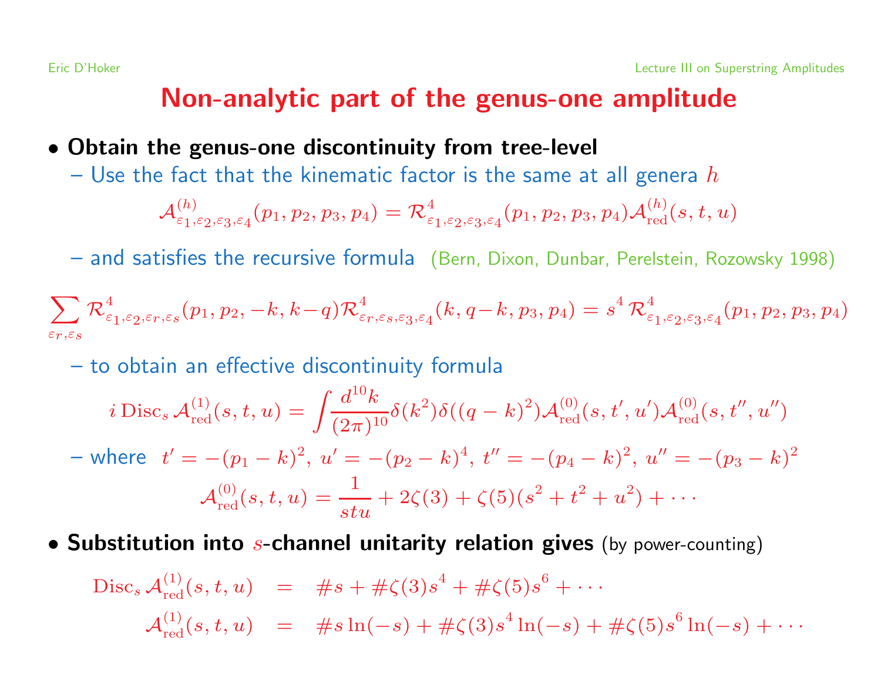# Non-analytic part of the genus-one amplitude

- **Obtain the genus-one discontinuity from tree-level**
  - Use the fact that the kinematic factor is the same at all genera $h$

$$\mathcal{A}^{(h)}_{\varepsilon_1,\varepsilon_2,\varepsilon_3,\varepsilon_4}(p_1,p_2,p_3,p_4) = \mathcal{R}^4_{\varepsilon_1,\varepsilon_2,\varepsilon_3,\varepsilon_4}(p_1,p_2,p_3,p_4)\mathcal{A}^{(h)}_{\rm red}(s,t,u)$$

  - and satisfies the recursive formula (Bern, Dixon, Dunbar, Perelstein, Rozowsky 1998)

$$\sum_{\varepsilon_r,\varepsilon_s} \mathcal{R}^4_{\varepsilon_1,\varepsilon_2,\varepsilon_r,\varepsilon_s}(p_1,p_2,-k,k-q)\mathcal{R}^4_{\varepsilon_r,\varepsilon_s,\varepsilon_3,\varepsilon_4}(k,q-k,p_3,p_4) = s^4\,\mathcal{R}^4_{\varepsilon_1,\varepsilon_2,\varepsilon_3,\varepsilon_4}(p_1,p_2,p_3,p_4)$$

  - to obtain an effective discontinuity formula

$$i\,{\rm Disc}_s\,\mathcal{A}^{(1)}_{\rm red}(s,t,u) = \int \frac{d^{10}k}{(2\pi)^{10}}\delta(k^2)\delta((q-k)^2)\mathcal{A}^{(0)}_{\rm red}(s,t',u')\mathcal{A}^{(0)}_{\rm red}(s,t'',u'')$$

  - where $t'=-(p_1-k)^2,\ u'=-(p_2-k)^4,\ t''=-(p_4-k)^2,\ u''=-(p_3-k)^2$

$$\mathcal{A}^{(0)}_{\rm red}(s,t,u) = \frac{1}{stu} + 2\zeta(3) + \zeta(5)(s^2+t^2+u^2) + \cdots$$

- **Substitution into $s$-channel unitarity relation gives** (by power-counting)

$$\begin{aligned}
{\rm Disc}_s\,\mathcal{A}^{(1)}_{\rm red}(s,t,u) &= \#s + \#\zeta(3)s^4 + \#\zeta(5)s^6 + \cdots \\
\mathcal{A}^{(1)}_{\rm red}(s,t,u) &= \#s\ln(-s) + \#\zeta(3)s^4\ln(-s) + \#\zeta(5)s^6\ln(-s) + \cdots
\end{aligned}$$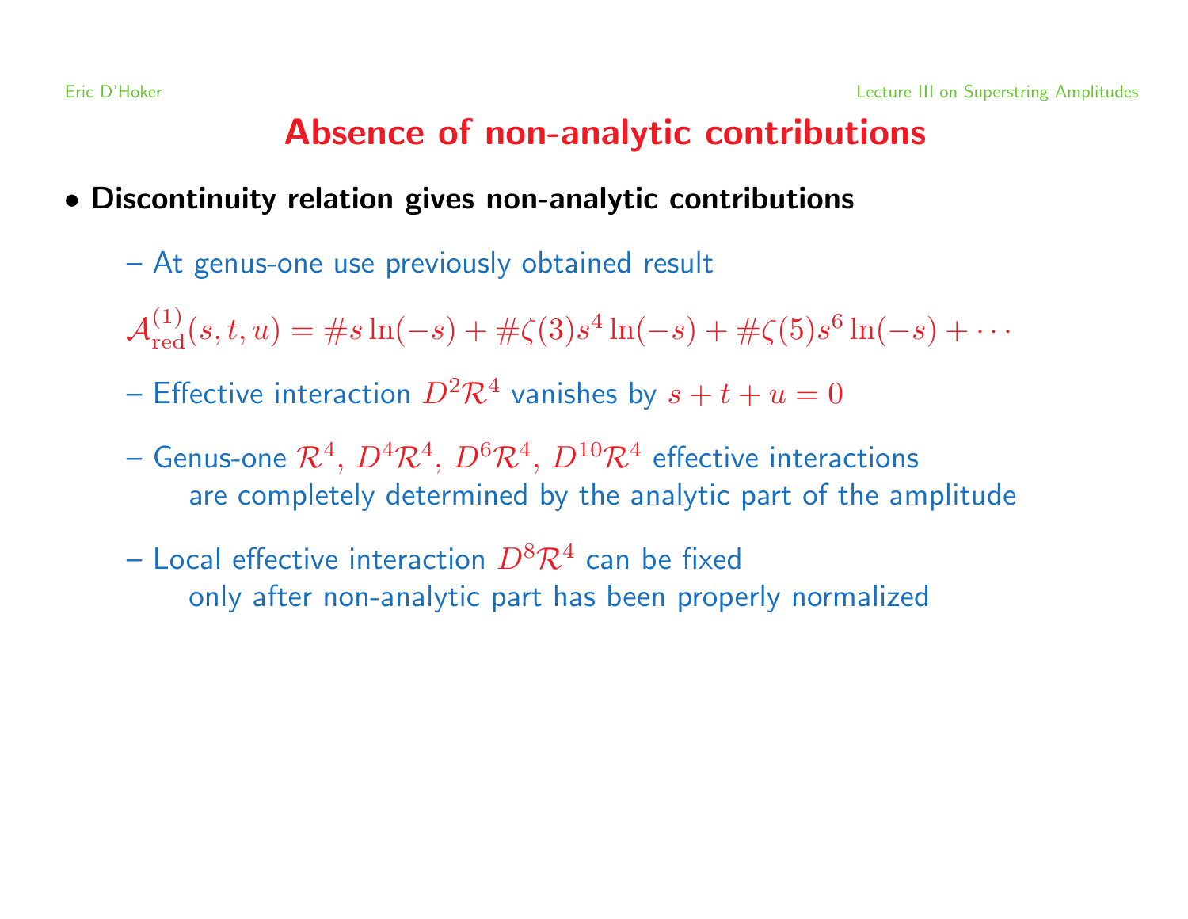# Absence of non-analytic contributions

- **Discontinuity relation gives non-analytic contributions**

  – At genus-one use previously obtained result

  $$\mathcal{A}^{(1)}_{\rm red}(s,t,u) = \# s \ln(-s) + \# \zeta(3) s^4 \ln(-s) + \# \zeta(5) s^6 \ln(-s) + \cdots$$

  – Effective interaction $D^2 \mathcal{R}^4$ vanishes by $s+t+u=0$

  – Genus-one $\mathcal{R}^4$, $D^4\mathcal{R}^4$, $D^6\mathcal{R}^4$, $D^{10}\mathcal{R}^4$ effective interactions are completely determined by the analytic part of the amplitude

  – Local effective interaction $D^8\mathcal{R}^4$ can be fixed only after non-analytic part has been properly normalized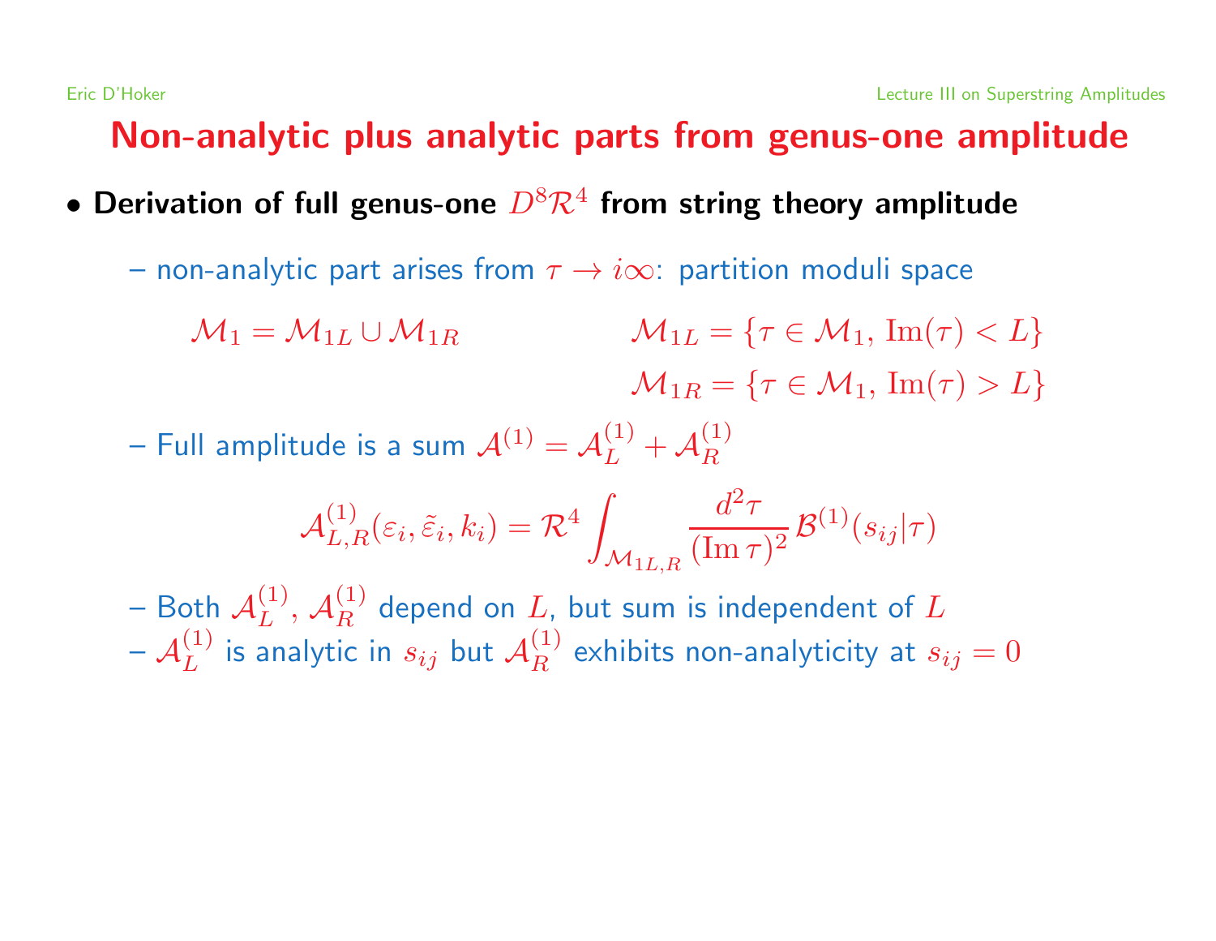## Non-analytic plus analytic parts from genus-one amplitude

- **Derivation of full genus-one $D^8\mathcal{R}^4$ from string theory amplitude**
  - non-analytic part arises from $\tau \to i\infty$: partition moduli space

$$\mathcal{M}_1 = \mathcal{M}_{1L} \cup \mathcal{M}_{1R} \qquad \qquad \mathcal{M}_{1L} = \{\tau \in \mathcal{M}_1,\, \mathrm{Im}(\tau) < L\}$$

$$\mathcal{M}_{1R} = \{\tau \in \mathcal{M}_1,\, \mathrm{Im}(\tau) > L\}$$

  - Full amplitude is a sum $\mathcal{A}^{(1)} = \mathcal{A}^{(1)}_L + \mathcal{A}^{(1)}_R$

$$\mathcal{A}^{(1)}_{L,R}(\varepsilon_i, \tilde\varepsilon_i, k_i) = \mathcal{R}^4 \int_{\mathcal{M}_{1L,R}} \frac{d^2\tau}{(\mathrm{Im}\,\tau)^2}\, \mathcal{B}^{(1)}(s_{ij}|\tau)$$

  - Both $\mathcal{A}^{(1)}_L$, $\mathcal{A}^{(1)}_R$ depend on $L$, but sum is independent of $L$
  - $\mathcal{A}^{(1)}_L$ is analytic in $s_{ij}$ but $\mathcal{A}^{(1)}_R$ exhibits non-analyticity at $s_{ij} = 0$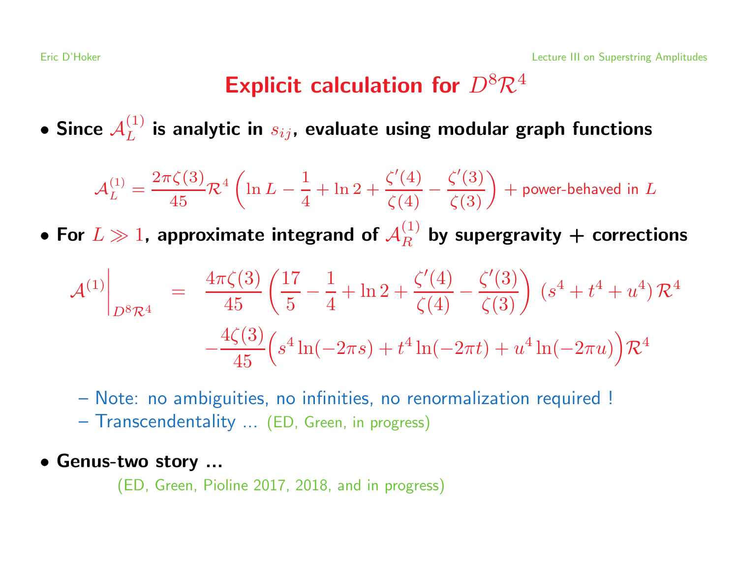# Explicit calculation for $D^8\mathcal{R}^4$

- **Since $\mathcal{A}_L^{(1)}$ is analytic in $s_{ij}$, evaluate using modular graph functions**

$$\mathcal{A}_L^{(1)} = \frac{2\pi\zeta(3)}{45}\mathcal{R}^4 \left( \ln L - \frac{1}{4} + \ln 2 + \frac{\zeta'(4)}{\zeta(4)} - \frac{\zeta'(3)}{\zeta(3)} \right) + \text{power-behaved in } L$$

- **For $L \gg 1$, approximate integrand of $\mathcal{A}_R^{(1)}$ by supergravity + corrections**

$$\begin{aligned}
\mathcal{A}^{(1)}\Big|_{D^8\mathcal{R}^4} \quad = \quad & \frac{4\pi\zeta(3)}{45}\left( \frac{17}{5} - \frac{1}{4} + \ln 2 + \frac{\zeta'(4)}{\zeta(4)} - \frac{\zeta'(3)}{\zeta(3)} \right) (s^4 + t^4 + u^4)\,\mathcal{R}^4 \\
& - \frac{4\zeta(3)}{45}\Big( s^4 \ln(-2\pi s) + t^4 \ln(-2\pi t) + u^4 \ln(-2\pi u) \Big)\mathcal{R}^4
\end{aligned}$$

  - Note: no ambiguities, no infinities, no renormalization required !
  - Transcendentality ... (ED, Green, in progress)

- **Genus-two story ...**

  (ED, Green, Pioline 2017, 2018, and in progress)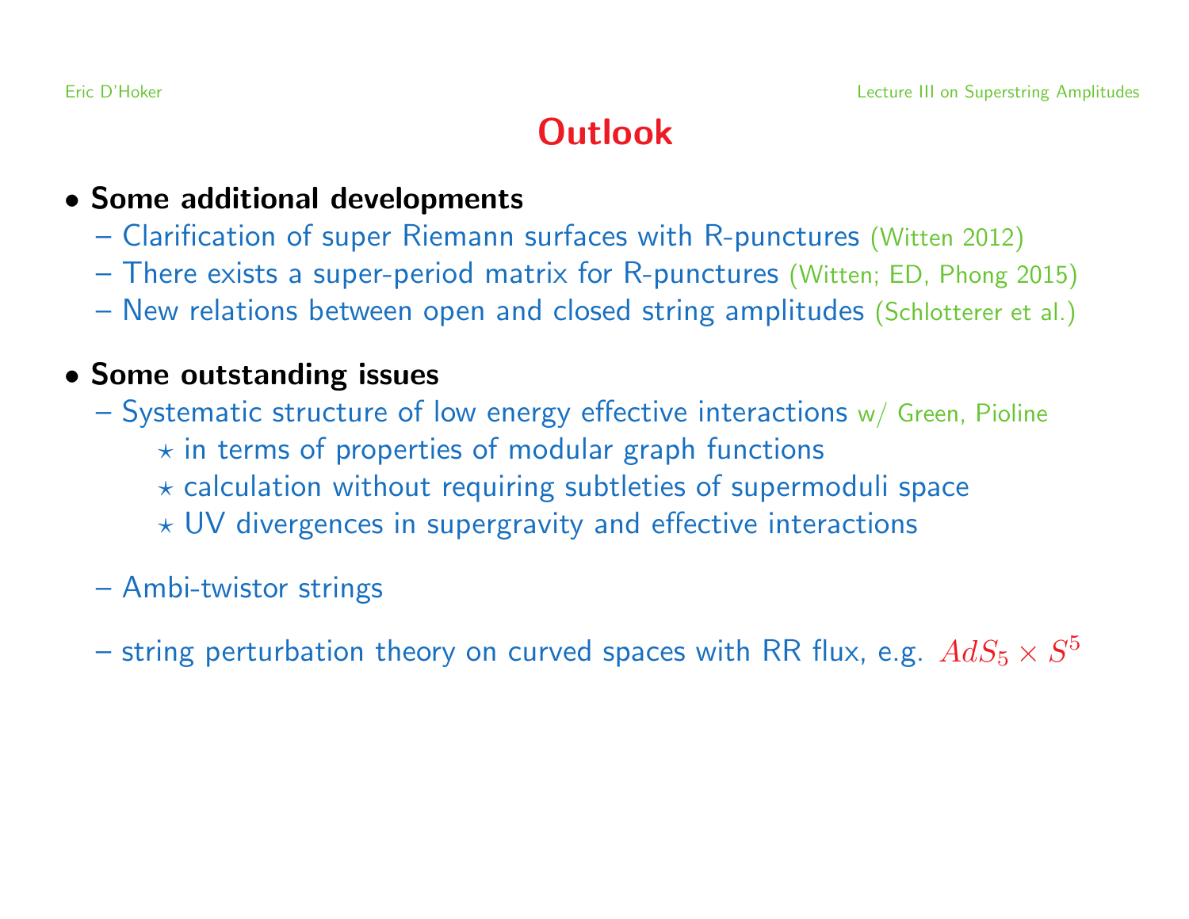# Outlook

- **Some additional developments**
  - Clarification of super Riemann surfaces with R-punctures (Witten 2012)
  - There exists a super-period matrix for R-punctures (Witten; ED, Phong 2015)
  - New relations between open and closed string amplitudes (Schlotterer et al.)

- **Some outstanding issues**
  - Systematic structure of low energy effective interactions w/ Green, Pioline
    - ⋆ in terms of properties of modular graph functions
    - ⋆ calculation without requiring subtleties of supermoduli space
    - ⋆ UV divergences in supergravity and effective interactions
  - Ambi-twistor strings
  - string perturbation theory on curved spaces with RR flux, e.g. $AdS_5 \times S^5$